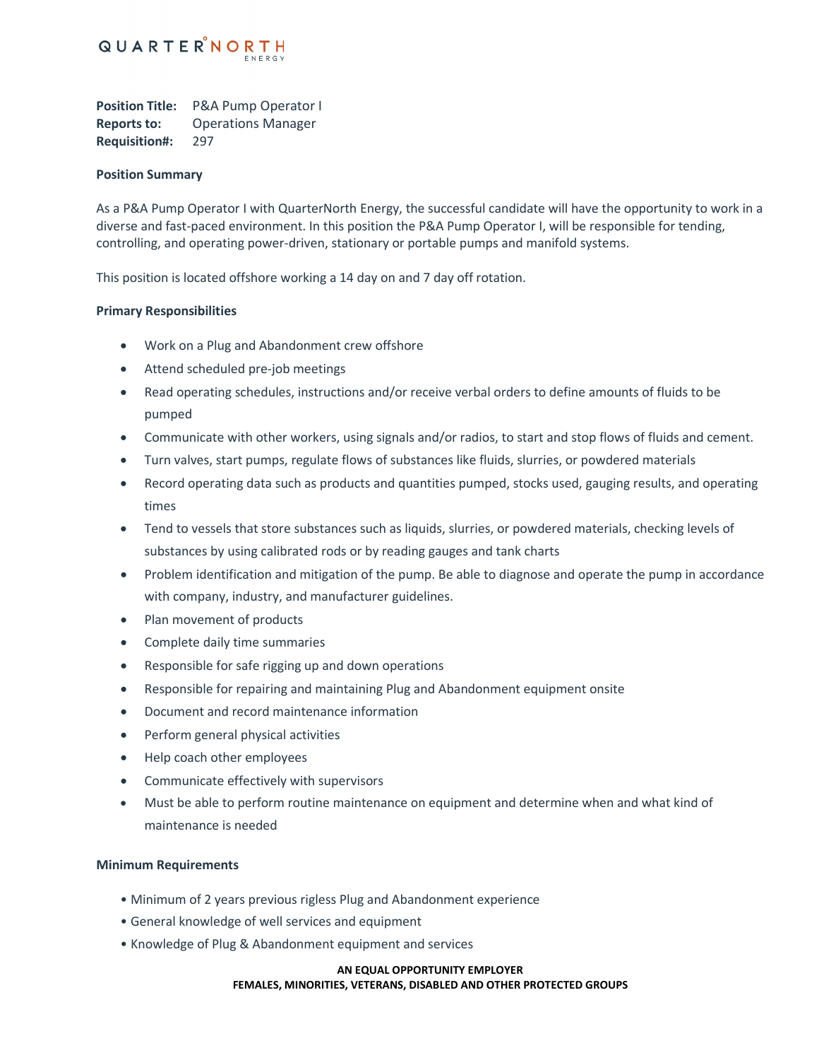QUARTERNORTH ENERGY

**Position Title:** P&A Pump Operator I
**Reports to:** Operations Manager
**Requisition#:** 297

**Position Summary**

As a P&A Pump Operator I with QuarterNorth Energy, the successful candidate will have the opportunity to work in a diverse and fast-paced environment. In this position the P&A Pump Operator I, will be responsible for tending, controlling, and operating power-driven, stationary or portable pumps and manifold systems.

This position is located offshore working a 14 day on and 7 day off rotation.

**Primary Responsibilities**

- Work on a Plug and Abandonment crew offshore
- Attend scheduled pre-job meetings
- Read operating schedules, instructions and/or receive verbal orders to define amounts of fluids to be pumped
- Communicate with other workers, using signals and/or radios, to start and stop flows of fluids and cement.
- Turn valves, start pumps, regulate flows of substances like fluids, slurries, or powdered materials
- Record operating data such as products and quantities pumped, stocks used, gauging results, and operating times
- Tend to vessels that store substances such as liquids, slurries, or powdered materials, checking levels of substances by using calibrated rods or by reading gauges and tank charts
- Problem identification and mitigation of the pump. Be able to diagnose and operate the pump in accordance with company, industry, and manufacturer guidelines.
- Plan movement of products
- Complete daily time summaries
- Responsible for safe rigging up and down operations
- Responsible for repairing and maintaining Plug and Abandonment equipment onsite
- Document and record maintenance information
- Perform general physical activities
- Help coach other employees
- Communicate effectively with supervisors
- Must be able to perform routine maintenance on equipment and determine when and what kind of maintenance is needed

**Minimum Requirements**

- Minimum of 2 years previous rigless Plug and Abandonment experience
- General knowledge of well services and equipment
- Knowledge of Plug & Abandonment equipment and services

**AN EQUAL OPPORTUNITY EMPLOYER**
**FEMALES, MINORITIES, VETERANS, DISABLED AND OTHER PROTECTED GROUPS**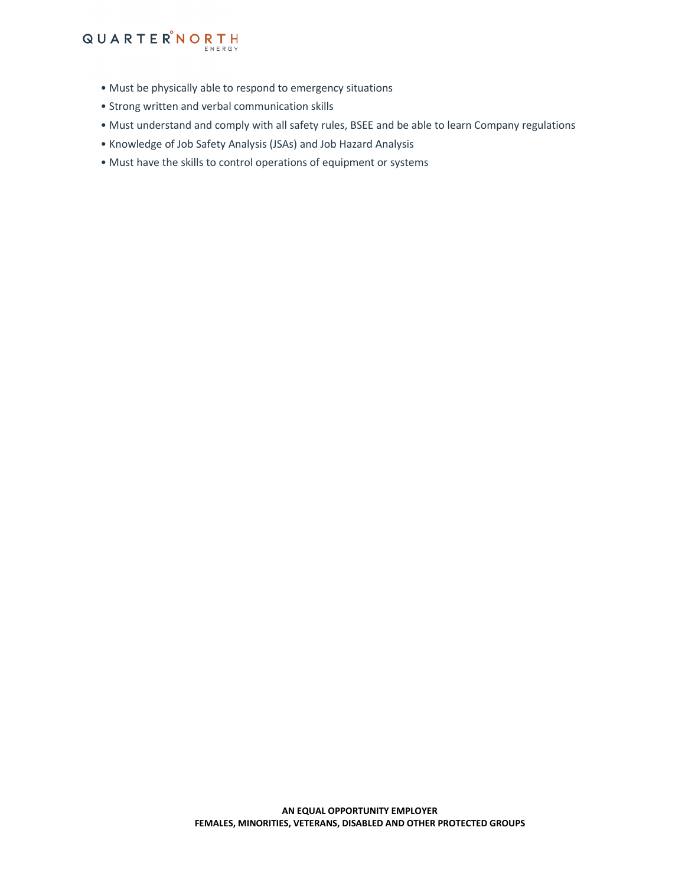- Must be physically able to respond to emergency situations
- Strong written and verbal communication skills
- Must understand and comply with all safety rules, BSEE and be able to learn Company regulations
- Knowledge of Job Safety Analysis (JSAs) and Job Hazard Analysis
- Must have the skills to control operations of equipment or systems

**AN EQUAL OPPORTUNITY EMPLOYER**
**FEMALES, MINORITIES, VETERANS, DISABLED AND OTHER PROTECTED GROUPS**